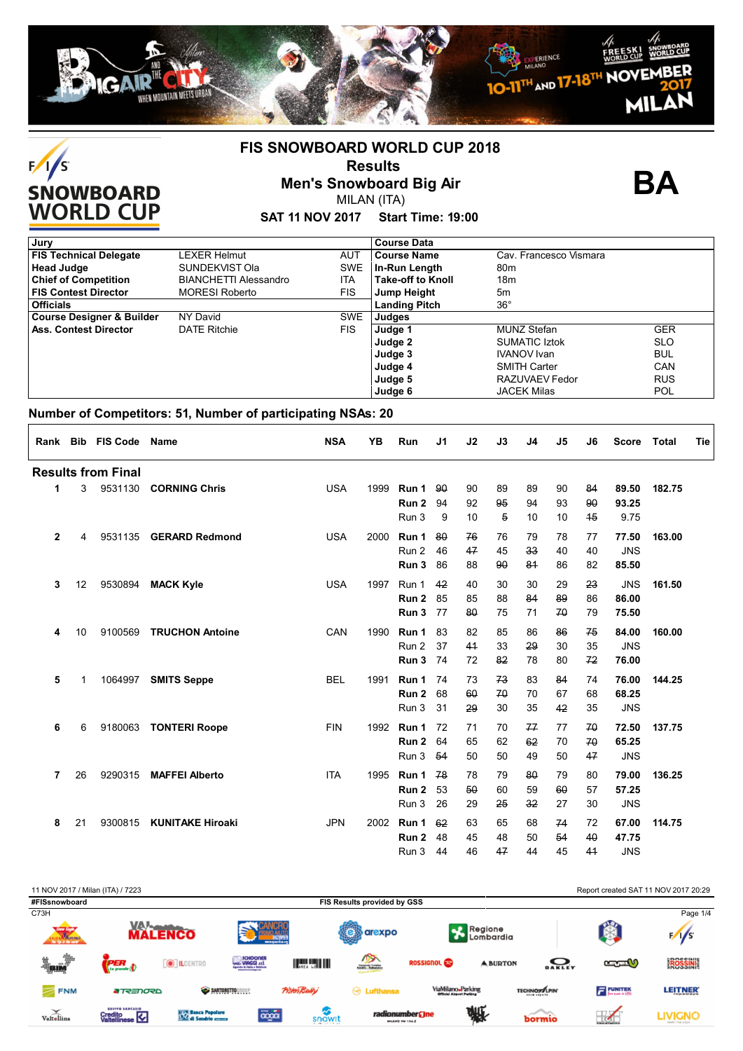# FIS SNOWBOARD WORLD CUP 2018

## Results

## Men's Snowboard Big Air

MILAN (ITA)

**SAT 11 NOV 2017 Start Time: 19:00**

**BA**

| Jury | | | Course Data | | |
|---|---|---|---|---|---|
| **FIS Technical Delegate** | LEXER Helmut | AUT | **Course Name** | Cav. Francesco Vismara | |
| **Head Judge** | SUNDEKVIST Ola | SWE | **In-Run Length** | 80m | |
| **Chief of Competition** | BIANCHETTI Alessandro | ITA | **Take-off to Knoll** | 18m | |
| **FIS Contest Director** | MORESI Roberto | FIS | **Jump Height** | 5m | |
| **Officials** | | | **Landing Pitch** | 36° | |
| **Course Designer & Builder** | NY David | SWE | **Judges** | | |
| **Ass. Contest Director** | DATE Ritchie | FIS | **Judge 1** | MUNZ Stefan | GER |
| | | | **Judge 2** | SUMATIC Iztok | SLO |
| | | | **Judge 3** | IVANOV Ivan | BUL |
| | | | **Judge 4** | SMITH Carter | CAN |
| | | | **Judge 5** | RAZUVAEV Fedor | RUS |
| | | | **Judge 6** | JACEK Milas | POL |

**Number of Competitors: 51, Number of participating NSAs: 20**

| Rank | Bib | FIS Code | Name | NSA | YB | Run | J1 | J2 | J3 | J4 | J5 | J6 | Score | Total | Tie |
|---|---|---|---|---|---|---|---|---|---|---|---|---|---|---|---|
| **Results from Final** | | | | | | | | | | | | | | | |
| **1** | 3 | 9531130 | **CORNING Chris** | USA | 1999 | **Run 1** | ~~90~~ | 90 | 89 | 89 | 90 | ~~84~~ | **89.50** | **182.75** | |
| | | | | | | **Run 2** | 94 | 92 | ~~95~~ | 94 | 93 | ~~90~~ | **93.25** | | |
| | | | | | | Run 3 | 9 | 10 | ~~5~~ | 10 | 10 | ~~15~~ | 9.75 | | |
| **2** | 4 | 9531135 | **GERARD Redmond** | USA | 2000 | **Run 1** | ~~80~~ | ~~76~~ | 76 | 79 | 78 | 77 | **77.50** | **163.00** | |
| | | | | | | Run 2 | 46 | ~~47~~ | 45 | ~~33~~ | 40 | 40 | JNS | | |
| | | | | | | **Run 3** | 86 | 88 | ~~90~~ | ~~81~~ | 86 | 82 | **85.50** | | |
| **3** | 12 | 9530894 | **MACK Kyle** | USA | 1997 | Run 1 | ~~42~~ | 40 | 30 | 30 | 29 | ~~23~~ | JNS | **161.50** | |
| | | | | | | **Run 2** | 85 | 85 | 88 | ~~84~~ | ~~89~~ | 86 | **86.00** | | |
| | | | | | | **Run 3** | 77 | ~~80~~ | 75 | 71 | ~~70~~ | 79 | **75.50** | | |
| **4** | 10 | 9100569 | **TRUCHON Antoine** | CAN | 1990 | **Run 1** | 83 | 82 | 85 | 86 | ~~86~~ | ~~75~~ | **84.00** | **160.00** | |
| | | | | | | Run 2 | 37 | ~~41~~ | 33 | ~~29~~ | 30 | 35 | JNS | | |
| | | | | | | **Run 3** | 74 | 72 | ~~82~~ | 78 | 80 | ~~72~~ | **76.00** | | |
| **5** | 1 | 1064997 | **SMITS Seppe** | BEL | 1991 | **Run 1** | 74 | 73 | ~~73~~ | 83 | ~~84~~ | 74 | **76.00** | **144.25** | |
| | | | | | | **Run 2** | 68 | ~~60~~ | ~~70~~ | 70 | 67 | 68 | **68.25** | | |
| | | | | | | Run 3 | 31 | ~~29~~ | 30 | 35 | ~~42~~ | 35 | JNS | | |
| **6** | 6 | 9180063 | **TONTERI Roope** | FIN | 1992 | **Run 1** | 72 | 71 | 70 | ~~77~~ | 77 | ~~70~~ | **72.50** | **137.75** | |
| | | | | | | **Run 2** | 64 | 65 | 62 | ~~62~~ | 70 | ~~70~~ | **65.25** | | |
| | | | | | | Run 3 | ~~54~~ | 50 | 50 | 49 | 50 | ~~47~~ | JNS | | |
| **7** | 26 | 9290315 | **MAFFEI Alberto** | ITA | 1995 | **Run 1** | ~~78~~ | 78 | 79 | ~~80~~ | 79 | 80 | **79.00** | **136.25** | |
| | | | | | | **Run 2** | 53 | ~~50~~ | 60 | 59 | ~~60~~ | 57 | **57.25** | | |
| | | | | | | Run 3 | 27 | 29 | ~~25~~ | ~~32~~ | 27 | 30 | JNS | | |
| **8** | 21 | 9300815 | **KUNITAKE Hiroaki** | JPN | 2002 | **Run 1** | ~~62~~ | 63 | 65 | 68 | ~~74~~ | 72 | **67.00** | **114.75** | |
| | | | | | | **Run 2** | 48 | 45 | 48 | 50 | ~~54~~ | ~~40~~ | **47.75** | | |
| | | | | | | Run 3 | 44 | 46 | ~~47~~ | 44 | 45 | ~~41~~ | JNS | | |

11 NOV 2017 / Milan (ITA) / 7223 — Report created SAT 11 NOV 2017 20:29

#FISsnowboard — FIS Results provided by GSS

C73H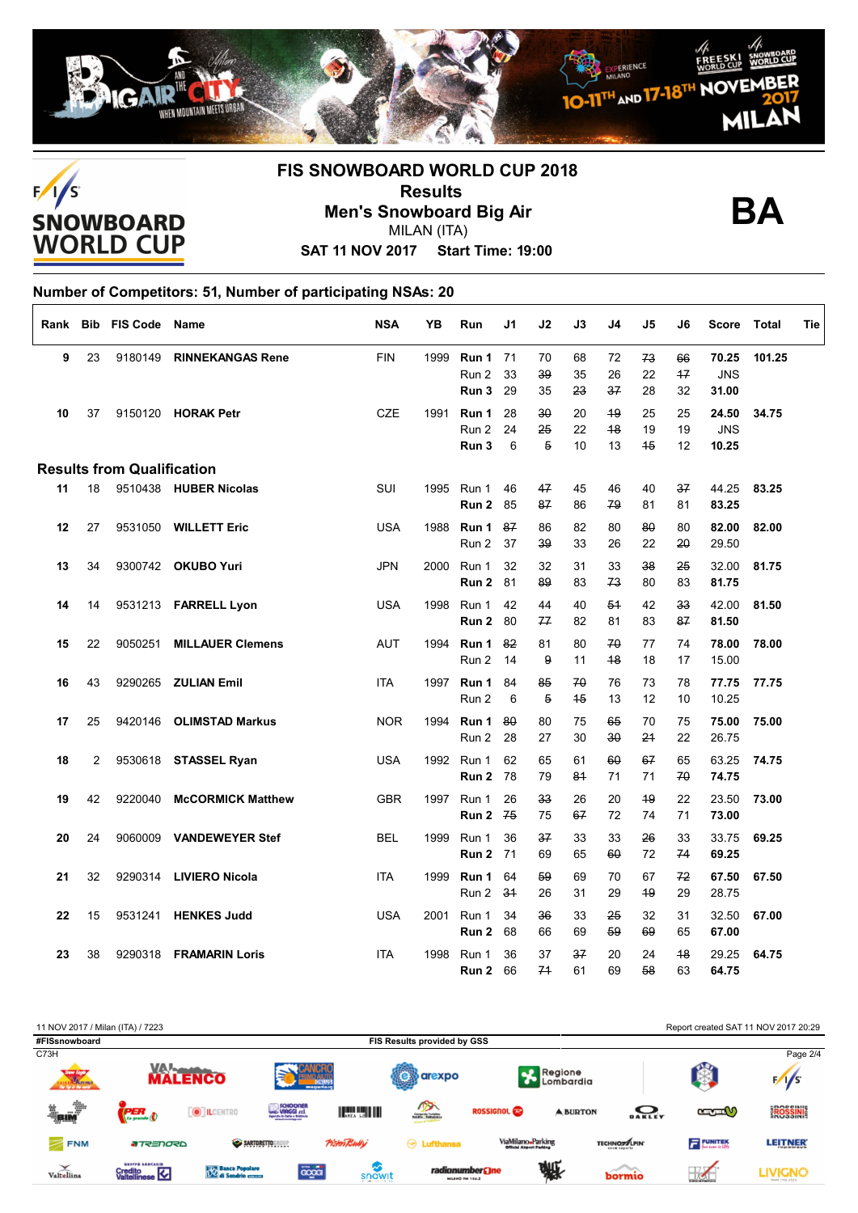# FIS SNOWBOARD WORLD CUP 2018

## Results

## Men's Snowboard Big Air

MILAN (ITA)

**SAT 11 NOV 2017 Start Time: 19:00**

**BA**

**Number of Competitors: 51, Number of participating NSAs: 20**

| Rank | Bib | FIS Code | Name | NSA | YB | Run | J1 | J2 | J3 | J4 | J5 | J6 | Score | Total | Tie |
|---|---|---|---|---|---|---|---|---|---|---|---|---|---|---|---|
| **9** | 23 | 9180149 | **RINNEKANGAS Rene** | FIN | 1999 | **Run 1** | 71 | 70 | 68 | 72 | ~~73~~ | ~~66~~ | **70.25** | **101.25** | |
| | | | | | | Run 2 | 33 | ~~39~~ | 35 | 26 | 22 | ~~17~~ | JNS | | |
| | | | | | | **Run 3** | 29 | 35 | ~~23~~ | ~~37~~ | 28 | 32 | **31.00** | | |
| **10** | 37 | 9150120 | **HORAK Petr** | CZE | 1991 | **Run 1** | 28 | ~~30~~ | 20 | ~~19~~ | 25 | 25 | **24.50** | **34.75** | |
| | | | | | | Run 2 | 24 | ~~25~~ | 22 | ~~18~~ | 19 | 19 | JNS | | |
| | | | | | | **Run 3** | 6 | ~~5~~ | 10 | 13 | ~~15~~ | 12 | **10.25** | | |
| **Results from Qualification** | | | | | | | | | | | | | | | |
| **11** | 18 | 9510438 | **HUBER Nicolas** | SUI | 1995 | Run 1 | 46 | ~~47~~ | 45 | 46 | 40 | ~~37~~ | 44.25 | **83.25** | |
| | | | | | | **Run 2** | 85 | ~~87~~ | 86 | ~~79~~ | 81 | 81 | **83.25** | | |
| **12** | 27 | 9531050 | **WILLETT Eric** | USA | 1988 | **Run 1** | ~~87~~ | 86 | 82 | 80 | ~~80~~ | 80 | **82.00** | **82.00** | |
| | | | | | | Run 2 | 37 | ~~39~~ | 33 | 26 | 22 | ~~20~~ | 29.50 | | |
| **13** | 34 | 9300742 | **OKUBO Yuri** | JPN | 2000 | Run 1 | 32 | 32 | 31 | 33 | ~~38~~ | ~~25~~ | 32.00 | **81.75** | |
| | | | | | | **Run 2** | 81 | ~~89~~ | 83 | ~~73~~ | 80 | 83 | **81.75** | | |
| **14** | 14 | 9531213 | **FARRELL Lyon** | USA | 1998 | Run 1 | 42 | 44 | 40 | ~~51~~ | 42 | ~~33~~ | 42.00 | **81.50** | |
| | | | | | | **Run 2** | 80 | ~~77~~ | 82 | 81 | 83 | ~~87~~ | **81.50** | | |
| **15** | 22 | 9050251 | **MILLAUER Clemens** | AUT | 1994 | **Run 1** | ~~82~~ | 81 | 80 | ~~70~~ | 77 | 74 | **78.00** | **78.00** | |
| | | | | | | Run 2 | 14 | ~~9~~ | 11 | ~~18~~ | 18 | 17 | 15.00 | | |
| **16** | 43 | 9290265 | **ZULIAN Emil** | ITA | 1997 | **Run 1** | 84 | ~~85~~ | ~~70~~ | 76 | 73 | 78 | **77.75** | **77.75** | |
| | | | | | | Run 2 | 6 | ~~5~~ | ~~15~~ | 13 | 12 | 10 | 10.25 | | |
| **17** | 25 | 9420146 | **OLIMSTAD Markus** | NOR | 1994 | **Run 1** | ~~80~~ | 80 | 75 | ~~65~~ | 70 | 75 | **75.00** | **75.00** | |
| | | | | | | Run 2 | 28 | 27 | 30 | ~~30~~ | ~~21~~ | 22 | 26.75 | | |
| **18** | 2 | 9530618 | **STASSEL Ryan** | USA | 1992 | Run 1 | 62 | 65 | 61 | ~~60~~ | ~~67~~ | 65 | 63.25 | **74.75** | |
| | | | | | | **Run 2** | 78 | 79 | ~~81~~ | 71 | 71 | ~~70~~ | **74.75** | | |
| **19** | 42 | 9220040 | **McCORMICK Matthew** | GBR | 1997 | Run 1 | 26 | ~~33~~ | 26 | 20 | ~~19~~ | 22 | 23.50 | **73.00** | |
| | | | | | | **Run 2** | ~~75~~ | 75 | ~~67~~ | 72 | 74 | 71 | **73.00** | | |
| **20** | 24 | 9060009 | **VANDEWEYER Stef** | BEL | 1999 | Run 1 | 36 | ~~37~~ | 33 | 33 | ~~26~~ | 33 | 33.75 | **69.25** | |
| | | | | | | **Run 2** | 71 | 69 | 65 | ~~60~~ | 72 | ~~74~~ | **69.25** | | |
| **21** | 32 | 9290314 | **LIVIERO Nicola** | ITA | 1999 | **Run 1** | 64 | ~~59~~ | 69 | 70 | 67 | ~~72~~ | **67.50** | **67.50** | |
| | | | | | | Run 2 | ~~31~~ | 26 | 31 | 29 | ~~19~~ | 29 | 28.75 | | |
| **22** | 15 | 9531241 | **HENKES Judd** | USA | 2001 | Run 1 | 34 | ~~36~~ | 33 | ~~25~~ | 32 | 31 | 32.50 | **67.00** | |
| | | | | | | **Run 2** | 68 | 66 | 69 | ~~59~~ | ~~69~~ | 65 | **67.00** | | |
| **23** | 38 | 9290318 | **FRAMARIN Loris** | ITA | 1998 | Run 1 | 36 | 37 | ~~37~~ | 20 | 24 | ~~18~~ | 29.25 | **64.75** | |
| | | | | | | **Run 2** | 66 | ~~71~~ | 61 | 69 | ~~58~~ | 63 | **64.75** | | |

11 NOV 2017 / Milan (ITA) / 7223 — Report created SAT 11 NOV 2017 20:29

#FISsnowboard — FIS Results provided by GSS

C73H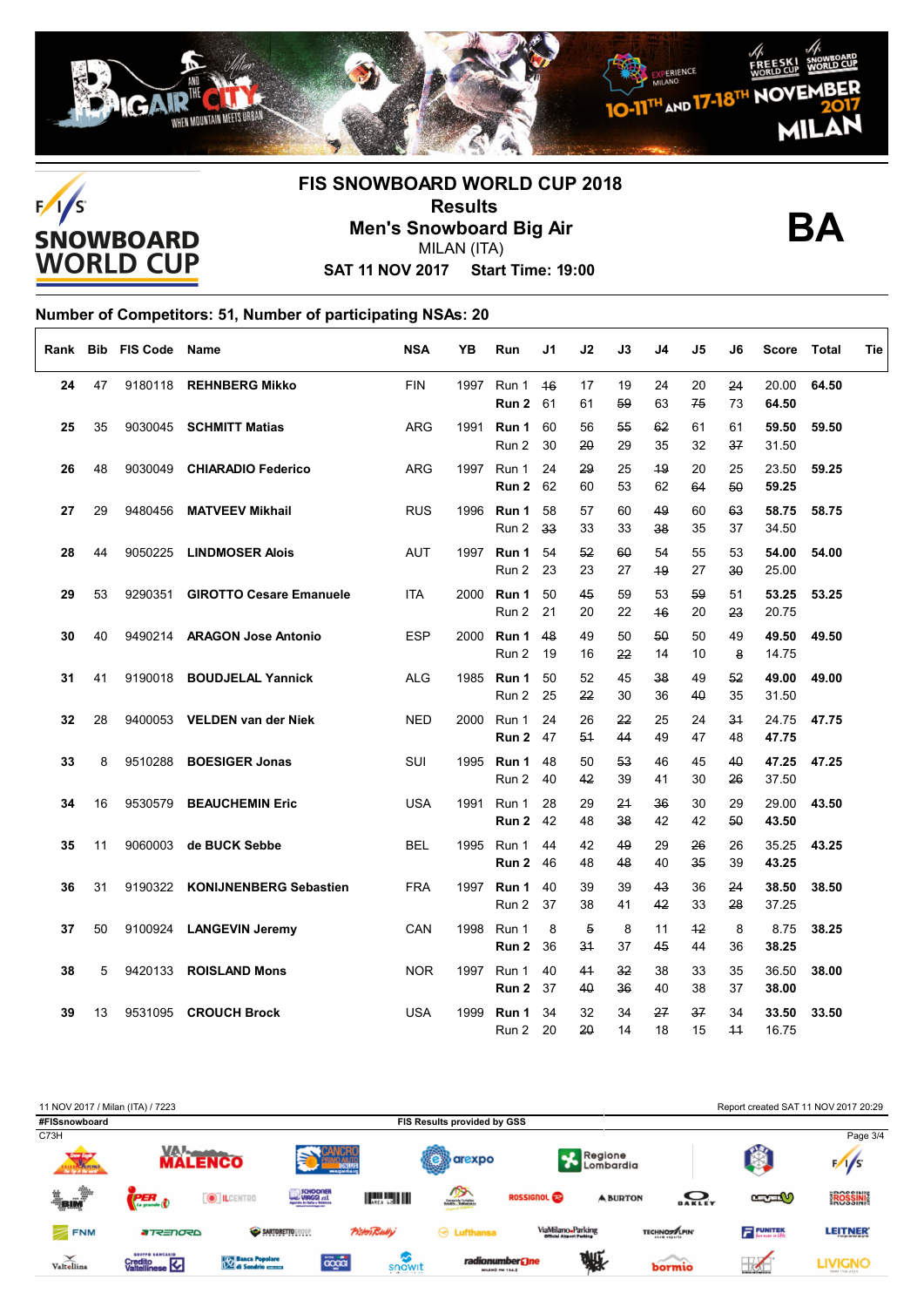# FIS SNOWBOARD WORLD CUP 2018

## Results

## Men's Snowboard Big Air

MILAN (ITA)

**SAT 11 NOV 2017 Start Time: 19:00**

**BA**

### Number of Competitors: 51, Number of participating NSAs: 20

| Rank | Bib | FIS Code | Name | NSA | YB | Run | J1 | J2 | J3 | J4 | J5 | J6 | Score | Total | Tie |
|---|---|---|---|---|---|---|---|---|---|---|---|---|---|---|---|
| **24** | 47 | 9180118 | **REHNBERG Mikko** | FIN | 1997 | Run 1 | ~~16~~ | 17 | 19 | 24 | 20 | ~~24~~ | 20.00 | **64.50** | |
| | | | | | | **Run 2** | 61 | 61 | ~~59~~ | 63 | ~~75~~ | 73 | **64.50** | | |
| **25** | 35 | 9030045 | **SCHMITT Matias** | ARG | 1991 | **Run 1** | 60 | 56 | ~~55~~ | ~~62~~ | 61 | 61 | **59.50** | **59.50** | |
| | | | | | | Run 2 | 30 | ~~20~~ | 29 | 35 | 32 | ~~37~~ | 31.50 | | |
| **26** | 48 | 9030049 | **CHIARADIO Federico** | ARG | 1997 | Run 1 | 24 | ~~29~~ | 25 | ~~19~~ | 20 | 25 | 23.50 | **59.25** | |
| | | | | | | **Run 2** | 62 | 60 | 53 | 62 | ~~64~~ | ~~50~~ | **59.25** | | |
| **27** | 29 | 9480456 | **MATVEEV Mikhail** | RUS | 1996 | **Run 1** | 58 | 57 | 60 | ~~49~~ | 60 | ~~63~~ | **58.75** | **58.75** | |
| | | | | | | Run 2 | ~~33~~ | 33 | 33 | ~~38~~ | 35 | 37 | 34.50 | | |
| **28** | 44 | 9050225 | **LINDMOSER Alois** | AUT | 1997 | **Run 1** | 54 | ~~52~~ | ~~60~~ | 54 | 55 | 53 | **54.00** | **54.00** | |
| | | | | | | Run 2 | 23 | 23 | 27 | ~~19~~ | 27 | ~~30~~ | 25.00 | | |
| **29** | 53 | 9290351 | **GIROTTO Cesare Emanuele** | ITA | 2000 | **Run 1** | 50 | ~~45~~ | 59 | 53 | ~~59~~ | 51 | **53.25** | **53.25** | |
| | | | | | | Run 2 | 21 | 20 | 22 | ~~16~~ | 20 | ~~23~~ | 20.75 | | |
| **30** | 40 | 9490214 | **ARAGON Jose Antonio** | ESP | 2000 | **Run 1** | ~~48~~ | 49 | 50 | ~~50~~ | 50 | 49 | **49.50** | **49.50** | |
| | | | | | | Run 2 | 19 | 16 | ~~22~~ | 14 | 10 | ~~8~~ | 14.75 | | |
| **31** | 41 | 9190018 | **BOUDJELAL Yannick** | ALG | 1985 | **Run 1** | 50 | 52 | 45 | ~~38~~ | 49 | ~~52~~ | **49.00** | **49.00** | |
| | | | | | | Run 2 | 25 | ~~22~~ | 30 | 36 | ~~40~~ | 35 | 31.50 | | |
| **32** | 28 | 9400053 | **VELDEN van der Niek** | NED | 2000 | Run 1 | 24 | 26 | ~~22~~ | 25 | 24 | ~~31~~ | 24.75 | **47.75** | |
| | | | | | | **Run 2** | 47 | ~~51~~ | ~~44~~ | 49 | 47 | 48 | **47.75** | | |
| **33** | 8 | 9510288 | **BOESIGER Jonas** | SUI | 1995 | **Run 1** | 48 | 50 | ~~53~~ | 46 | 45 | ~~40~~ | **47.25** | **47.25** | |
| | | | | | | Run 2 | 40 | ~~42~~ | 39 | 41 | 30 | ~~26~~ | 37.50 | | |
| **34** | 16 | 9530579 | **BEAUCHEMIN Eric** | USA | 1991 | Run 1 | 28 | 29 | ~~21~~ | ~~36~~ | 30 | 29 | 29.00 | **43.50** | |
| | | | | | | **Run 2** | 42 | 48 | ~~38~~ | 42 | 42 | ~~50~~ | **43.50** | | |
| **35** | 11 | 9060003 | **de BUCK Sebbe** | BEL | 1995 | Run 1 | 44 | 42 | ~~49~~ | 29 | ~~26~~ | 26 | 35.25 | **43.25** | |
| | | | | | | **Run 2** | 46 | 48 | ~~48~~ | 40 | ~~35~~ | 39 | **43.25** | | |
| **36** | 31 | 9190322 | **KONIJNENBERG Sebastien** | FRA | 1997 | **Run 1** | 40 | 39 | 39 | ~~43~~ | 36 | ~~24~~ | **38.50** | **38.50** | |
| | | | | | | Run 2 | 37 | 38 | 41 | ~~42~~ | 33 | ~~28~~ | 37.25 | | |
| **37** | 50 | 9100924 | **LANGEVIN Jeremy** | CAN | 1998 | Run 1 | 8 | ~~5~~ | 8 | 11 | ~~12~~ | 8 | 8.75 | **38.25** | |
| | | | | | | **Run 2** | 36 | ~~31~~ | 37 | ~~45~~ | 44 | 36 | **38.25** | | |
| **38** | 5 | 9420133 | **ROISLAND Mons** | NOR | 1997 | Run 1 | 40 | ~~41~~ | ~~32~~ | 38 | 33 | 35 | 36.50 | **38.00** | |
| | | | | | | **Run 2** | 37 | ~~40~~ | ~~36~~ | 40 | 38 | 37 | **38.00** | | |
| **39** | 13 | 9531095 | **CROUCH Brock** | USA | 1999 | **Run 1** | 34 | 32 | 34 | ~~27~~ | ~~37~~ | 34 | **33.50** | **33.50** | |
| | | | | | | Run 2 | 20 | ~~20~~ | 14 | 18 | 15 | ~~11~~ | 16.75 | | |

11 NOV 2017 / Milan (ITA) / 7223

Report created SAT 11 NOV 2017 20:29

#FISsnowboard

FIS Results provided by GSS

C73H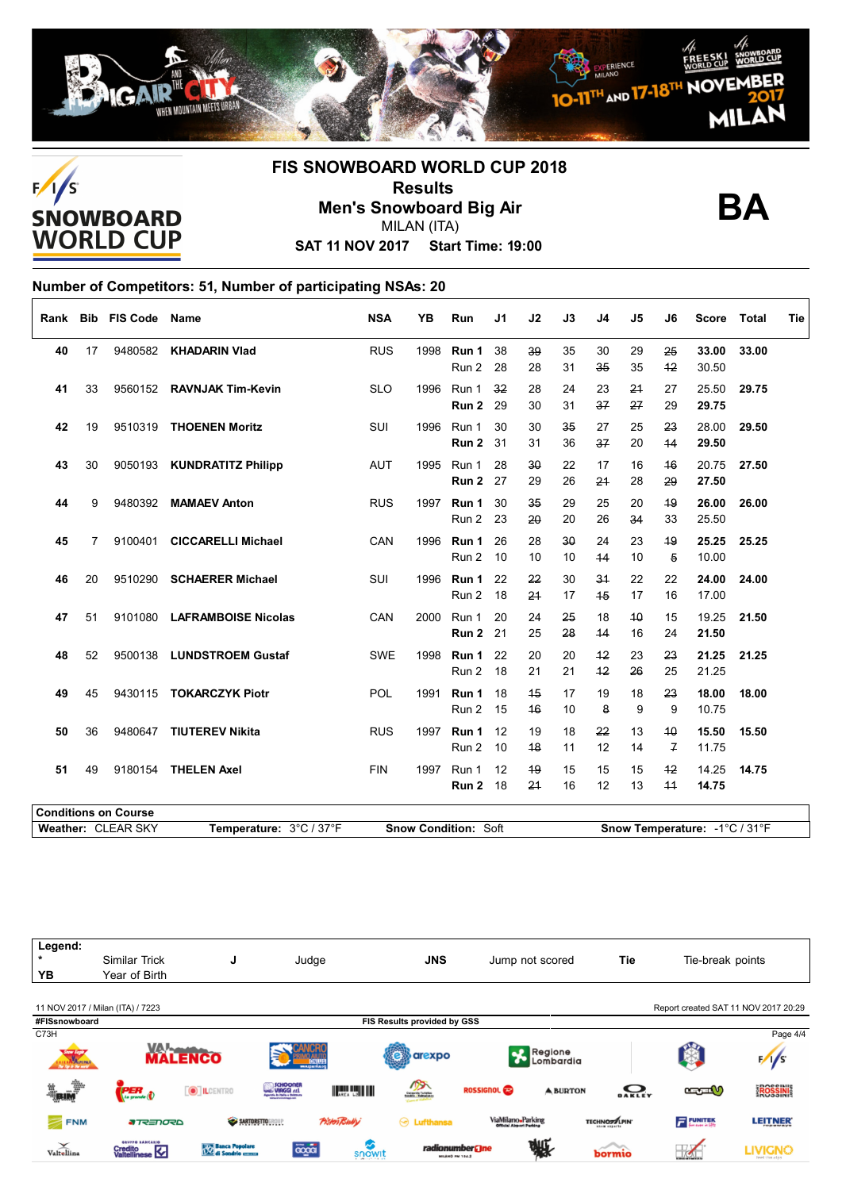# FIS SNOWBOARD WORLD CUP 2018

## Results

## Men's Snowboard Big Air

MILAN (ITA)

**SAT 11 NOV 2017 Start Time: 19:00**

**BA**

**Number of Competitors: 51, Number of participating NSAs: 20**

| Rank | Bib | FIS Code | Name | NSA | YB | Run | J1 | J2 | J3 | J4 | J5 | J6 | Score | Total | Tie |
|---|---|---|---|---|---|---|---|---|---|---|---|---|---|---|---|
| 40 | 17 | 9480582 | **KHADARIN Vlad** | RUS | 1998 | **Run 1** | 38 | ~~39~~ | 35 | 30 | 29 | ~~25~~ | **33.00** | **33.00** | |
| | | | | | | Run 2 | 28 | 28 | 31 | ~~35~~ | 35 | ~~12~~ | 30.50 | | |
| 41 | 33 | 9560152 | **RAVNJAK Tim-Kevin** | SLO | 1996 | Run 1 | ~~32~~ | 28 | 24 | 23 | ~~21~~ | 27 | 25.50 | **29.75** | |
| | | | | | | **Run 2** | 29 | 30 | 31 | ~~37~~ | ~~27~~ | 29 | **29.75** | | |
| 42 | 19 | 9510319 | **THOENEN Moritz** | SUI | 1996 | Run 1 | 30 | 30 | ~~35~~ | 27 | 25 | ~~23~~ | 28.00 | **29.50** | |
| | | | | | | **Run 2** | 31 | 31 | 36 | ~~37~~ | 20 | ~~14~~ | **29.50** | | |
| 43 | 30 | 9050193 | **KUNDRATITZ Philipp** | AUT | 1995 | Run 1 | 28 | ~~30~~ | 22 | 17 | 16 | ~~16~~ | 20.75 | **27.50** | |
| | | | | | | **Run 2** | 27 | 29 | 26 | ~~21~~ | 28 | ~~29~~ | **27.50** | | |
| 44 | 9 | 9480392 | **MAMAEV Anton** | RUS | 1997 | **Run 1** | 30 | ~~35~~ | 29 | 25 | 20 | ~~19~~ | **26.00** | **26.00** | |
| | | | | | | Run 2 | 23 | ~~20~~ | 20 | 26 | ~~34~~ | 33 | 25.50 | | |
| 45 | 7 | 9100401 | **CICCARELLI Michael** | CAN | 1996 | **Run 1** | 26 | 28 | ~~30~~ | 24 | 23 | ~~19~~ | **25.25** | **25.25** | |
| | | | | | | Run 2 | 10 | 10 | 10 | ~~11~~ | 10 | ~~5~~ | 10.00 | | |
| 46 | 20 | 9510290 | **SCHAERER Michael** | SUI | 1996 | **Run 1** | 22 | ~~22~~ | 30 | ~~31~~ | 22 | 22 | **24.00** | **24.00** | |
| | | | | | | Run 2 | 18 | ~~21~~ | 17 | ~~15~~ | 17 | 16 | 17.00 | | |
| 47 | 51 | 9101080 | **LAFRAMBOISE Nicolas** | CAN | 2000 | Run 1 | 20 | 24 | ~~25~~ | 18 | ~~10~~ | 15 | 19.25 | **21.50** | |
| | | | | | | **Run 2** | 21 | 25 | ~~28~~ | ~~14~~ | 16 | 24 | **21.50** | | |
| 48 | 52 | 9500138 | **LUNDSTROEM Gustaf** | SWE | 1998 | **Run 1** | 22 | 20 | 20 | ~~12~~ | 23 | ~~23~~ | **21.25** | **21.25** | |
| | | | | | | Run 2 | 18 | 21 | 21 | ~~12~~ | ~~26~~ | 25 | 21.25 | | |
| 49 | 45 | 9430115 | **TOKARCZYK Piotr** | POL | 1991 | **Run 1** | 18 | ~~15~~ | 17 | 19 | 18 | ~~23~~ | **18.00** | **18.00** | |
| | | | | | | Run 2 | 15 | ~~16~~ | 10 | ~~8~~ | 9 | 9 | 10.75 | | |
| 50 | 36 | 9480647 | **TIUTEREV Nikita** | RUS | 1997 | **Run 1** | 12 | 19 | 18 | ~~22~~ | 13 | ~~10~~ | **15.50** | **15.50** | |
| | | | | | | Run 2 | 10 | ~~18~~ | 11 | 12 | 14 | ~~7~~ | 11.75 | | |
| 51 | 49 | 9180154 | **THELEN Axel** | FIN | 1997 | Run 1 | 12 | ~~19~~ | 15 | 15 | 15 | ~~12~~ | 14.25 | **14.75** | |
| | | | | | | **Run 2** | 18 | ~~21~~ | 16 | 12 | 13 | ~~11~~ | **14.75** | | |

**Conditions on Course**

**Weather:** CLEAR SKY **Temperature:** 3°C / 37°F **Snow Condition:** Soft **Snow Temperature:** -1°C / 31°F

**Legend:**

| | | | | | | | |
|---|---|---|---|---|---|---|---|
| * | Similar Trick | J | Judge | JNS | Jump not scored | Tie | Tie-break points |
| YB | Year of Birth | | | | | | |

11 NOV 2017 / Milan (ITA) / 7223 — Report created SAT 11 NOV 2017 20:29

#FISsnowboard — FIS Results provided by GSS

C73H